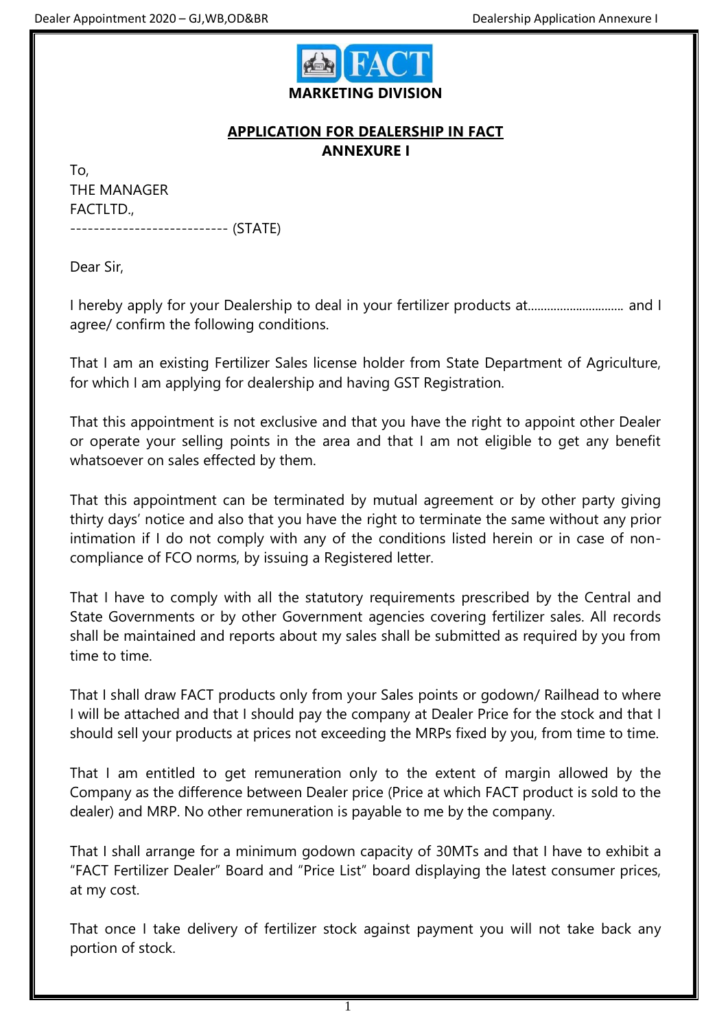**FACT**

**MARKETING DIVISION**

**APPLICATION FOR DEALERSHIP IN FACT**
**ANNEXURE I**

To,
THE MANAGER
FACTLTD.,
--------------------------- (STATE)

Dear Sir,

I hereby apply for your Dealership to deal in your fertilizer products at............................. and I agree/ confirm the following conditions.

That I am an existing Fertilizer Sales license holder from State Department of Agriculture, for which I am applying for dealership and having GST Registration.

That this appointment is not exclusive and that you have the right to appoint other Dealer or operate your selling points in the area and that I am not eligible to get any benefit whatsoever on sales effected by them.

That this appointment can be terminated by mutual agreement or by other party giving thirty days' notice and also that you have the right to terminate the same without any prior intimation if I do not comply with any of the conditions listed herein or in case of non-compliance of FCO norms, by issuing a Registered letter.

That I have to comply with all the statutory requirements prescribed by the Central and State Governments or by other Government agencies covering fertilizer sales. All records shall be maintained and reports about my sales shall be submitted as required by you from time to time.

That I shall draw FACT products only from your Sales points or godown/ Railhead to where I will be attached and that I should pay the company at Dealer Price for the stock and that I should sell your products at prices not exceeding the MRPs fixed by you, from time to time.

That I am entitled to get remuneration only to the extent of margin allowed by the Company as the difference between Dealer price (Price at which FACT product is sold to the dealer) and MRP. No other remuneration is payable to me by the company.

That I shall arrange for a minimum godown capacity of 30MTs and that I have to exhibit a "FACT Fertilizer Dealer" Board and "Price List" board displaying the latest consumer prices, at my cost.

That once I take delivery of fertilizer stock against payment you will not take back any portion of stock.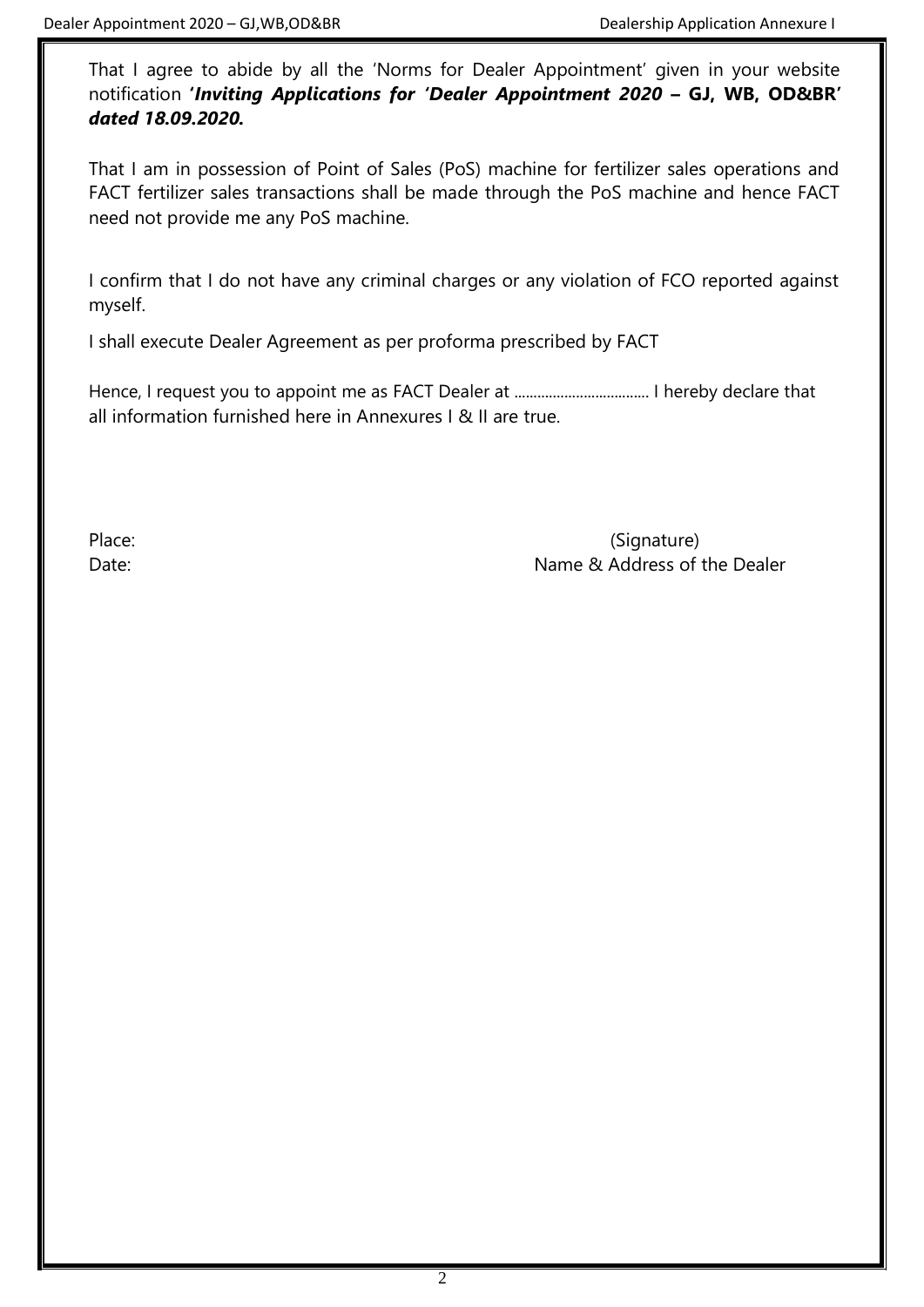That I agree to abide by all the 'Norms for Dealer Appointment' given in your website notification **'*Inviting Applications for 'Dealer Appointment 2020* – GJ, WB, OD&BR' *dated 18.09.2020.***

That I am in possession of Point of Sales (PoS) machine for fertilizer sales operations and FACT fertilizer sales transactions shall be made through the PoS machine and hence FACT need not provide me any PoS machine.

I confirm that I do not have any criminal charges or any violation of FCO reported against myself.

I shall execute Dealer Agreement as per proforma prescribed by FACT

Hence, I request you to appoint me as FACT Dealer at ................................... I hereby declare that all information furnished here in Annexures I & II are true.

Place: (Signature)

Date: Name & Address of the Dealer